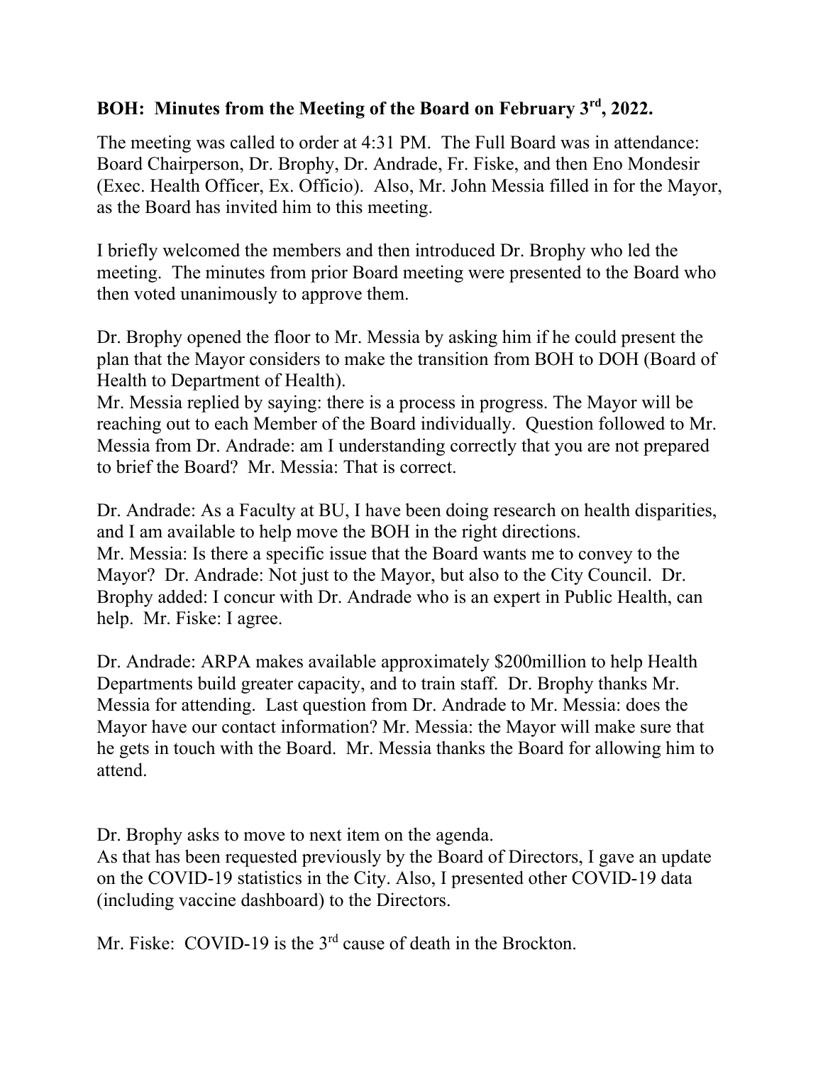**BOH: Minutes from the Meeting of the Board on February 3rd, 2022.**

The meeting was called to order at 4:31 PM. The Full Board was in attendance: Board Chairperson, Dr. Brophy, Dr. Andrade, Fr. Fiske, and then Eno Mondesir (Exec. Health Officer, Ex. Officio). Also, Mr. John Messia filled in for the Mayor, as the Board has invited him to this meeting.

I briefly welcomed the members and then introduced Dr. Brophy who led the meeting. The minutes from prior Board meeting were presented to the Board who then voted unanimously to approve them.

Dr. Brophy opened the floor to Mr. Messia by asking him if he could present the plan that the Mayor considers to make the transition from BOH to DOH (Board of Health to Department of Health).
Mr. Messia replied by saying: there is a process in progress. The Mayor will be reaching out to each Member of the Board individually. Question followed to Mr. Messia from Dr. Andrade: am I understanding correctly that you are not prepared to brief the Board? Mr. Messia: That is correct.

Dr. Andrade: As a Faculty at BU, I have been doing research on health disparities, and I am available to help move the BOH in the right directions.
Mr. Messia: Is there a specific issue that the Board wants me to convey to the Mayor? Dr. Andrade: Not just to the Mayor, but also to the City Council. Dr. Brophy added: I concur with Dr. Andrade who is an expert in Public Health, can help. Mr. Fiske: I agree.

Dr. Andrade: ARPA makes available approximately $200million to help Health Departments build greater capacity, and to train staff. Dr. Brophy thanks Mr. Messia for attending. Last question from Dr. Andrade to Mr. Messia: does the Mayor have our contact information? Mr. Messia: the Mayor will make sure that he gets in touch with the Board. Mr. Messia thanks the Board for allowing him to attend.

Dr. Brophy asks to move to next item on the agenda.
As that has been requested previously by the Board of Directors, I gave an update on the COVID-19 statistics in the City. Also, I presented other COVID-19 data (including vaccine dashboard) to the Directors.

Mr. Fiske: COVID-19 is the 3rd cause of death in the Brockton.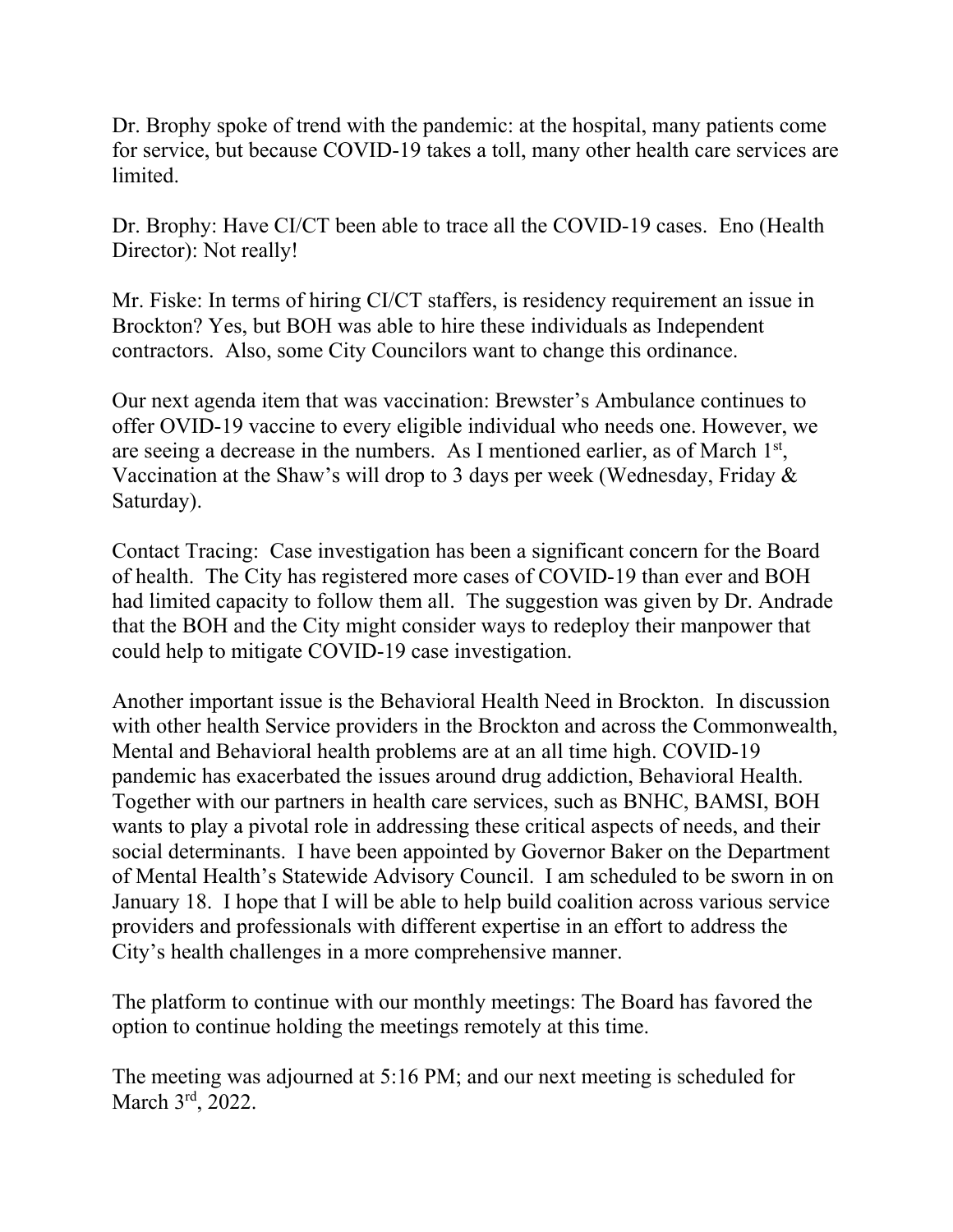Dr. Brophy spoke of trend with the pandemic: at the hospital, many patients come for service, but because COVID-19 takes a toll, many other health care services are limited.

Dr. Brophy: Have CI/CT been able to trace all the COVID-19 cases. Eno (Health Director): Not really!

Mr. Fiske: In terms of hiring CI/CT staffers, is residency requirement an issue in Brockton? Yes, but BOH was able to hire these individuals as Independent contractors. Also, some City Councilors want to change this ordinance.

Our next agenda item that was vaccination: Brewster's Ambulance continues to offer OVID-19 vaccine to every eligible individual who needs one. However, we are seeing a decrease in the numbers. As I mentioned earlier, as of March 1st, Vaccination at the Shaw's will drop to 3 days per week (Wednesday, Friday & Saturday).

Contact Tracing: Case investigation has been a significant concern for the Board of health. The City has registered more cases of COVID-19 than ever and BOH had limited capacity to follow them all. The suggestion was given by Dr. Andrade that the BOH and the City might consider ways to redeploy their manpower that could help to mitigate COVID-19 case investigation.

Another important issue is the Behavioral Health Need in Brockton. In discussion with other health Service providers in the Brockton and across the Commonwealth, Mental and Behavioral health problems are at an all time high. COVID-19 pandemic has exacerbated the issues around drug addiction, Behavioral Health. Together with our partners in health care services, such as BNHC, BAMSI, BOH wants to play a pivotal role in addressing these critical aspects of needs, and their social determinants. I have been appointed by Governor Baker on the Department of Mental Health's Statewide Advisory Council. I am scheduled to be sworn in on January 18. I hope that I will be able to help build coalition across various service providers and professionals with different expertise in an effort to address the City's health challenges in a more comprehensive manner.

The platform to continue with our monthly meetings: The Board has favored the option to continue holding the meetings remotely at this time.

The meeting was adjourned at 5:16 PM; and our next meeting is scheduled for March 3rd, 2022.